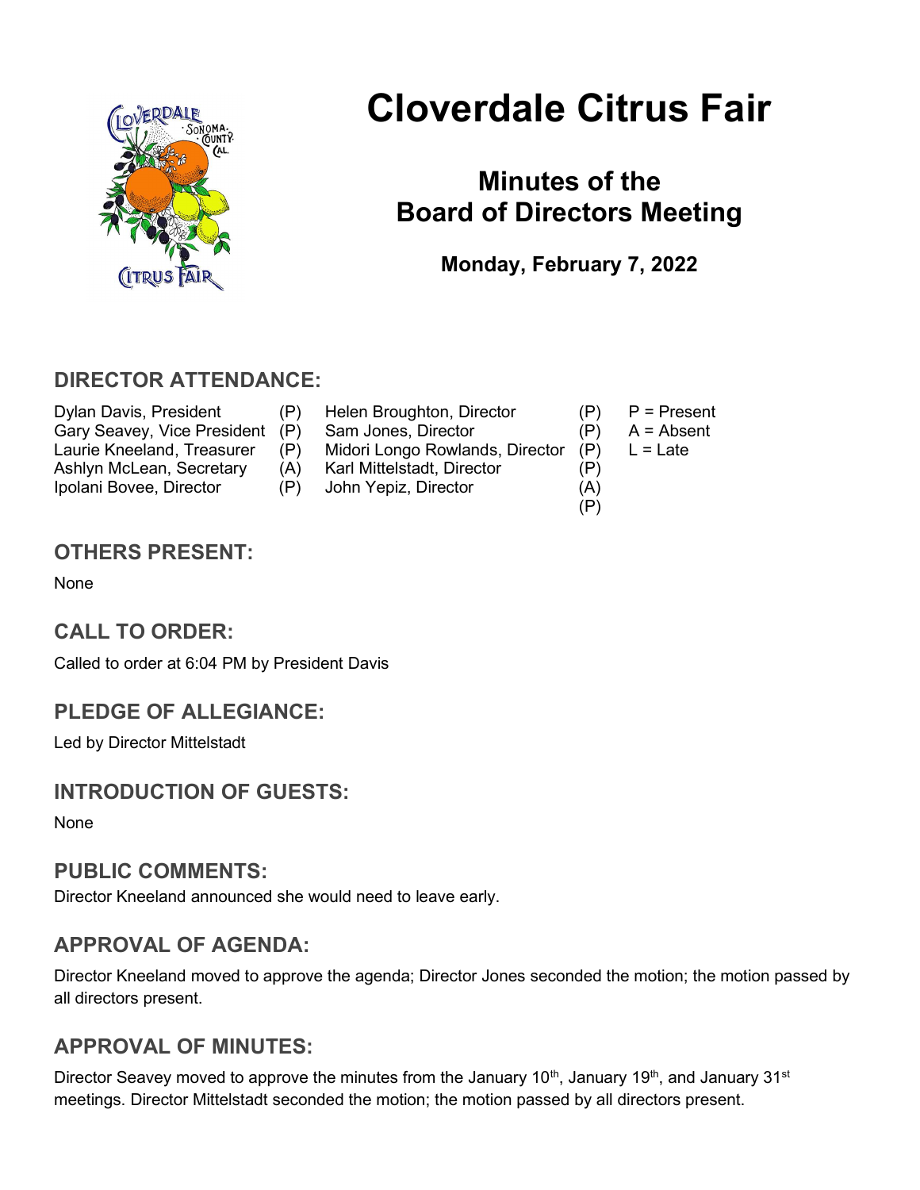# Cloverdale Citrus Fair

## Minutes of the Board of Directors Meeting

**Monday, February 7, 2022**

## DIRECTOR ATTENDANCE:

| | | | | |
|---|---|---|---|---|
| Dylan Davis, President | (P) | Helen Broughton, Director | (P) | P = Present |
| Gary Seavey, Vice President | (P) | Sam Jones, Director | (P) | A = Absent |
| Laurie Kneeland, Treasurer | (P) | Midori Longo Rowlands, Director | (P) | L = Late |
| Ashlyn McLean, Secretary | (A) | Karl Mittelstadt, Director | (P) | |
| Ipolani Bovee, Director | (P) | John Yepiz, Director | (A) | |
| | | | (P) | |

## OTHERS PRESENT:

None

## CALL TO ORDER:

Called to order at 6:04 PM by President Davis

## PLEDGE OF ALLEGIANCE:

Led by Director Mittelstadt

## INTRODUCTION OF GUESTS:

None

## PUBLIC COMMENTS:

Director Kneeland announced she would need to leave early.

## APPROVAL OF AGENDA:

Director Kneeland moved to approve the agenda; Director Jones seconded the motion; the motion passed by all directors present.

## APPROVAL OF MINUTES:

Director Seavey moved to approve the minutes from the January 10th, January 19th, and January 31st meetings. Director Mittelstadt seconded the motion; the motion passed by all directors present.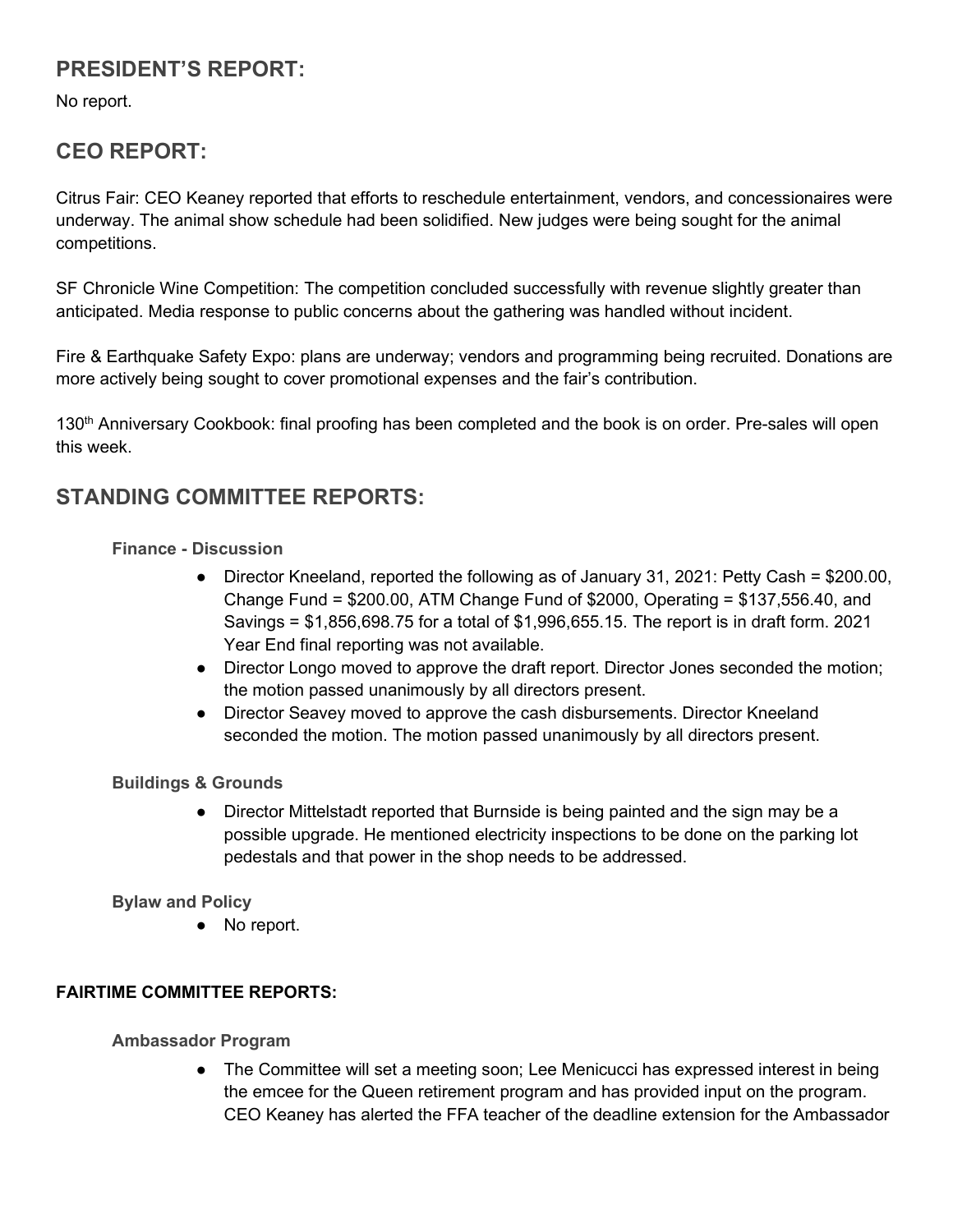## PRESIDENT'S REPORT:

No report.

## CEO REPORT:

Citrus Fair: CEO Keaney reported that efforts to reschedule entertainment, vendors, and concessionaires were underway. The animal show schedule had been solidified. New judges were being sought for the animal competitions.

SF Chronicle Wine Competition: The competition concluded successfully with revenue slightly greater than anticipated. Media response to public concerns about the gathering was handled without incident.

Fire & Earthquake Safety Expo: plans are underway; vendors and programming being recruited. Donations are more actively being sought to cover promotional expenses and the fair's contribution.

130th Anniversary Cookbook: final proofing has been completed and the book is on order. Pre-sales will open this week.

## STANDING COMMITTEE REPORTS:

### Finance - Discussion

- Director Kneeland, reported the following as of January 31, 2021: Petty Cash = $200.00, Change Fund = $200.00, ATM Change Fund of $2000, Operating = $137,556.40, and Savings = $1,856,698.75 for a total of $1,996,655.15. The report is in draft form. 2021 Year End final reporting was not available.
- Director Longo moved to approve the draft report. Director Jones seconded the motion; the motion passed unanimously by all directors present.
- Director Seavey moved to approve the cash disbursements. Director Kneeland seconded the motion. The motion passed unanimously by all directors present.

### Buildings & Grounds

- Director Mittelstadt reported that Burnside is being painted and the sign may be a possible upgrade. He mentioned electricity inspections to be done on the parking lot pedestals and that power in the shop needs to be addressed.

### Bylaw and Policy

- No report.

**FAIRTIME COMMITTEE REPORTS:**

### Ambassador Program

- The Committee will set a meeting soon; Lee Menicucci has expressed interest in being the emcee for the Queen retirement program and has provided input on the program. CEO Keaney has alerted the FFA teacher of the deadline extension for the Ambassador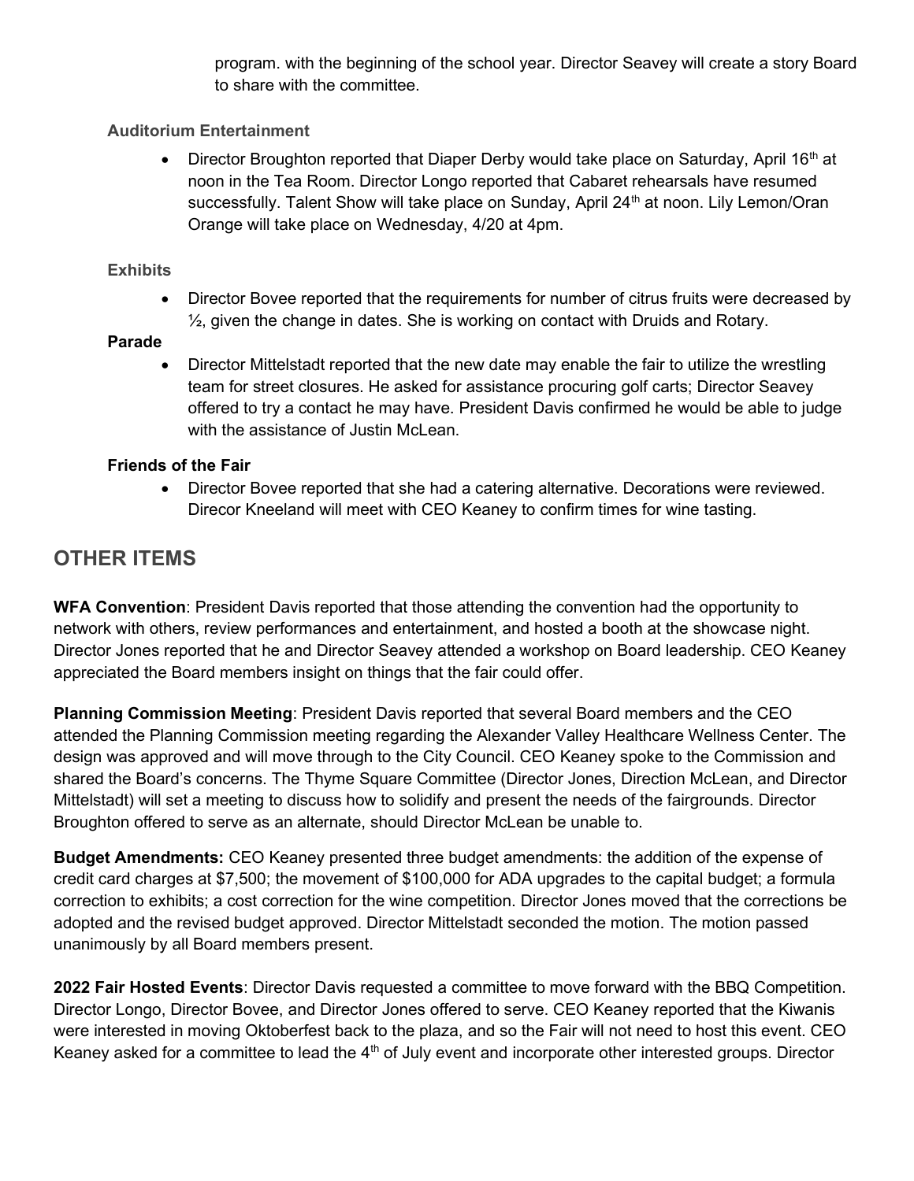program. with the beginning of the school year. Director Seavey will create a story Board to share with the committee.

### Auditorium Entertainment

- Director Broughton reported that Diaper Derby would take place on Saturday, April 16th at noon in the Tea Room. Director Longo reported that Cabaret rehearsals have resumed successfully. Talent Show will take place on Sunday, April 24th at noon. Lily Lemon/Oran Orange will take place on Wednesday, 4/20 at 4pm.

### Exhibits

- Director Bovee reported that the requirements for number of citrus fruits were decreased by ½, given the change in dates. She is working on contact with Druids and Rotary.

**Parade**

- Director Mittelstadt reported that the new date may enable the fair to utilize the wrestling team for street closures. He asked for assistance procuring golf carts; Director Seavey offered to try a contact he may have. President Davis confirmed he would be able to judge with the assistance of Justin McLean.

**Friends of the Fair**

- Director Bovee reported that she had a catering alternative. Decorations were reviewed. Direcor Kneeland will meet with CEO Keaney to confirm times for wine tasting.

## OTHER ITEMS

**WFA Convention**: President Davis reported that those attending the convention had the opportunity to network with others, review performances and entertainment, and hosted a booth at the showcase night. Director Jones reported that he and Director Seavey attended a workshop on Board leadership. CEO Keaney appreciated the Board members insight on things that the fair could offer.

**Planning Commission Meeting**: President Davis reported that several Board members and the CEO attended the Planning Commission meeting regarding the Alexander Valley Healthcare Wellness Center. The design was approved and will move through to the City Council. CEO Keaney spoke to the Commission and shared the Board's concerns. The Thyme Square Committee (Director Jones, Direction McLean, and Director Mittelstadt) will set a meeting to discuss how to solidify and present the needs of the fairgrounds. Director Broughton offered to serve as an alternate, should Director McLean be unable to.

**Budget Amendments:** CEO Keaney presented three budget amendments: the addition of the expense of credit card charges at $7,500; the movement of $100,000 for ADA upgrades to the capital budget; a formula correction to exhibits; a cost correction for the wine competition. Director Jones moved that the corrections be adopted and the revised budget approved. Director Mittelstadt seconded the motion. The motion passed unanimously by all Board members present.

**2022 Fair Hosted Events**: Director Davis requested a committee to move forward with the BBQ Competition. Director Longo, Director Bovee, and Director Jones offered to serve. CEO Keaney reported that the Kiwanis were interested in moving Oktoberfest back to the plaza, and so the Fair will not need to host this event. CEO Keaney asked for a committee to lead the 4th of July event and incorporate other interested groups. Director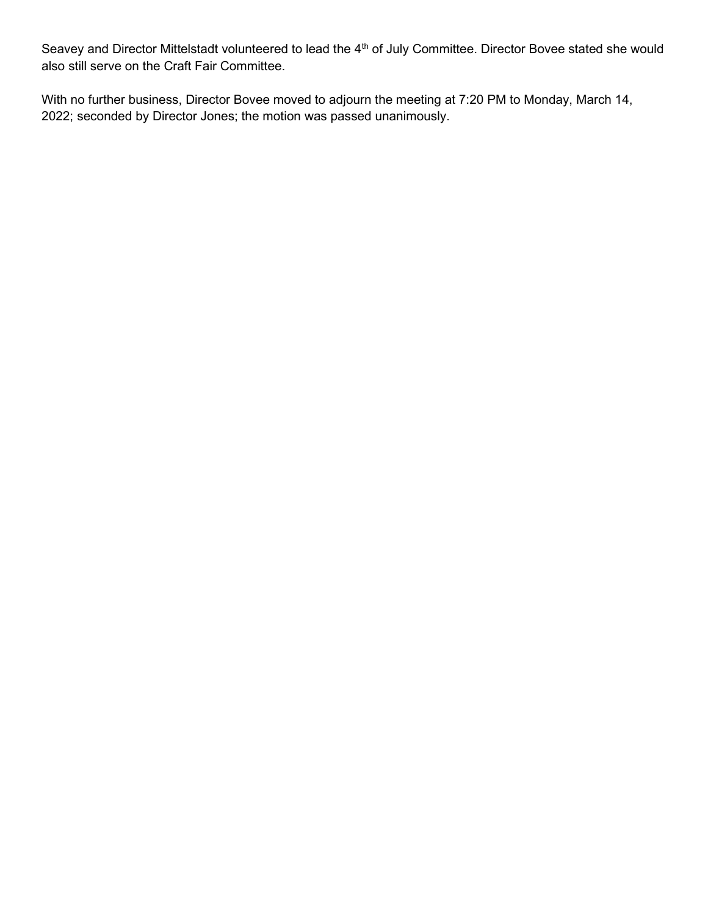Seavey and Director Mittelstadt volunteered to lead the 4th of July Committee. Director Bovee stated she would also still serve on the Craft Fair Committee.

With no further business, Director Bovee moved to adjourn the meeting at 7:20 PM to Monday, March 14, 2022; seconded by Director Jones; the motion was passed unanimously.